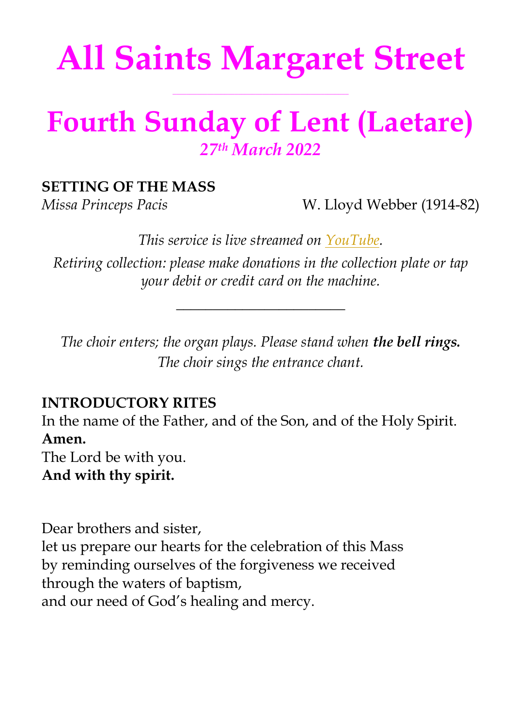# All Saints Margaret Street

---

# Fourth Sunday of Lent (Laetare)

*27th March 2022*

**SETTING OF THE MASS**

*Missa Princeps Pacis* W. Lloyd Webber (1914-82)

*This service is live streamed on YouTube.*

*Retiring collection: please make donations in the collection plate or tap your debit or credit card on the machine.*

---

*The choir enters; the organ plays. Please stand when* ***the bell rings.***
*The choir sings the entrance chant.*

**INTRODUCTORY RITES**

In the name of the Father, and of the Son, and of the Holy Spirit.
**Amen.**
The Lord be with you.
**And with thy spirit.**

Dear brothers and sister,
let us prepare our hearts for the celebration of this Mass
by reminding ourselves of the forgiveness we received
through the waters of baptism,
and our need of God's healing and mercy.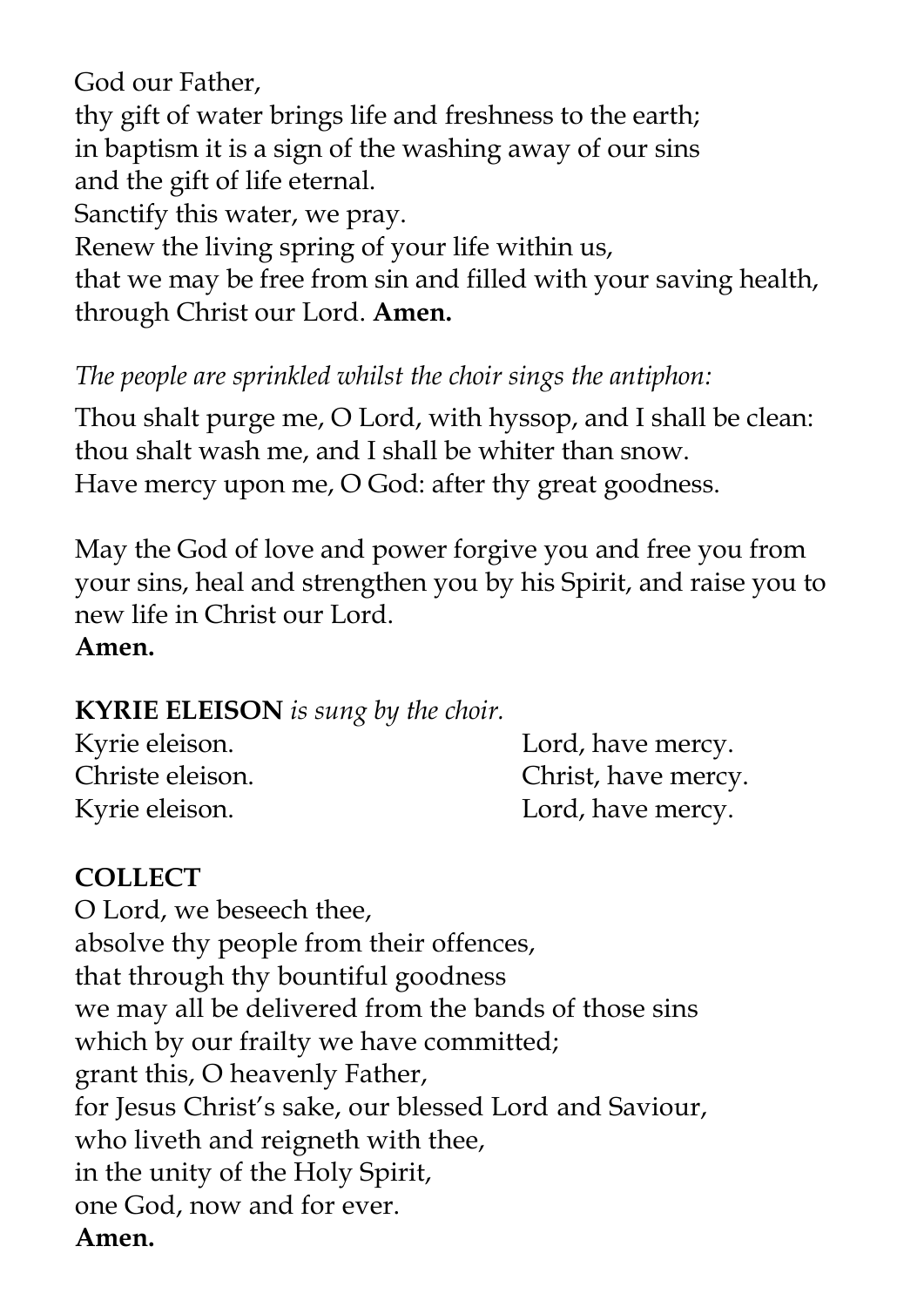God our Father,
thy gift of water brings life and freshness to the earth;
in baptism it is a sign of the washing away of our sins
and the gift of life eternal.
Sanctify this water, we pray.
Renew the living spring of your life within us,
that we may be free from sin and filled with your saving health,
through Christ our Lord. **Amen.**

*The people are sprinkled whilst the choir sings the antiphon:*

Thou shalt purge me, O Lord, with hyssop, and I shall be clean:
thou shalt wash me, and I shall be whiter than snow.
Have mercy upon me, O God: after thy great goodness.

May the God of love and power forgive you and free you from your sins, heal and strengthen you by his Spirit, and raise you to new life in Christ our Lord.
**Amen.**

**KYRIE ELEISON** *is sung by the choir.*

| | |
|---|---|
| Kyrie eleison. | Lord, have mercy. |
| Christe eleison. | Christ, have mercy. |
| Kyrie eleison. | Lord, have mercy. |

**COLLECT**

O Lord, we beseech thee,
absolve thy people from their offences,
that through thy bountiful goodness
we may all be delivered from the bands of those sins
which by our frailty we have committed;
grant this, O heavenly Father,
for Jesus Christ's sake, our blessed Lord and Saviour,
who liveth and reigneth with thee,
in the unity of the Holy Spirit,
one God, now and for ever.
**Amen.**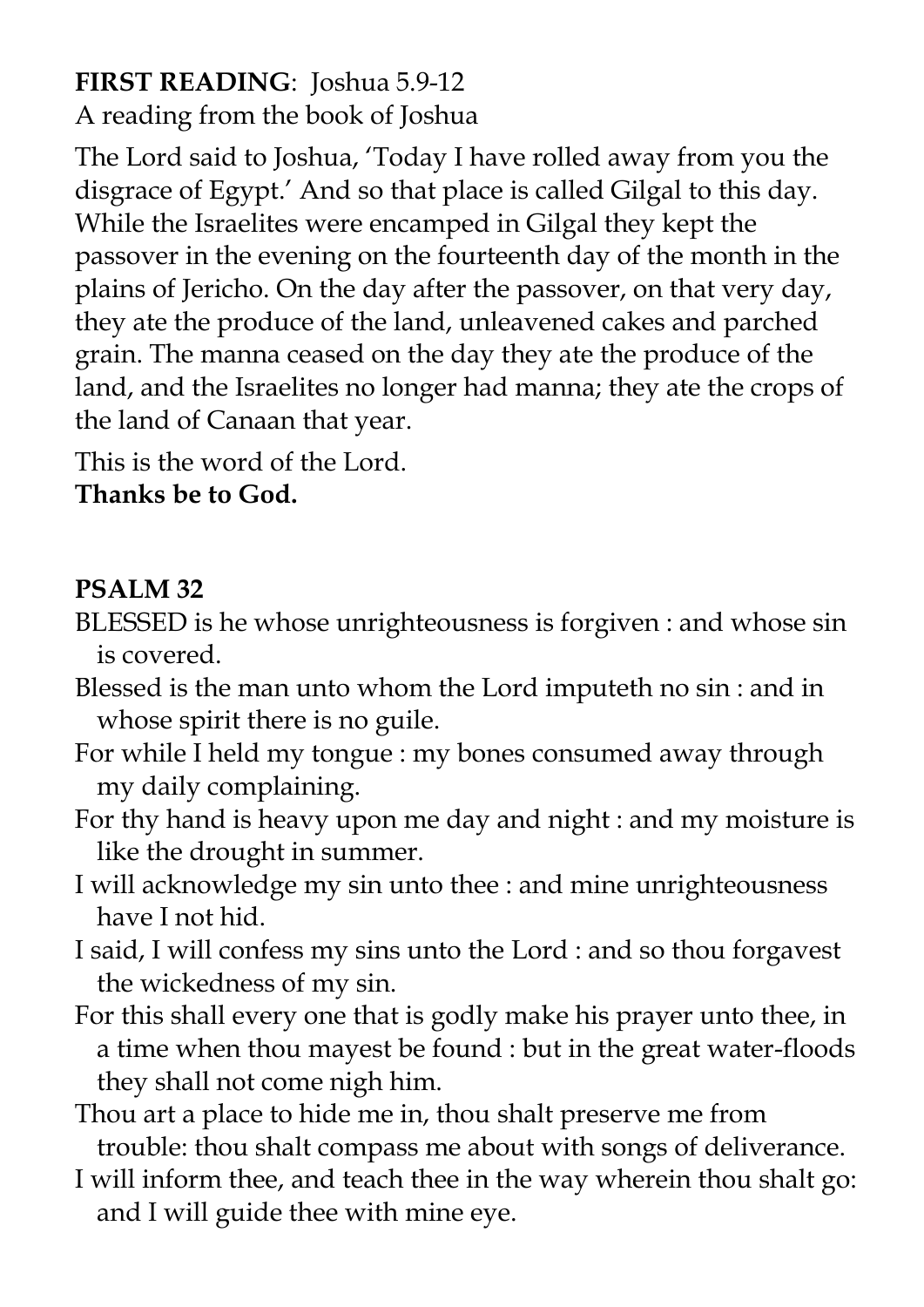**FIRST READING**: Joshua 5.9-12
A reading from the book of Joshua

The Lord said to Joshua, 'Today I have rolled away from you the disgrace of Egypt.' And so that place is called Gilgal to this day. While the Israelites were encamped in Gilgal they kept the passover in the evening on the fourteenth day of the month in the plains of Jericho. On the day after the passover, on that very day, they ate the produce of the land, unleavened cakes and parched grain. The manna ceased on the day they ate the produce of the land, and the Israelites no longer had manna; they ate the crops of the land of Canaan that year.

This is the word of the Lord.
**Thanks be to God.**

**PSALM 32**

BLESSED is he whose unrighteousness is forgiven : and whose sin is covered.

Blessed is the man unto whom the Lord imputeth no sin : and in whose spirit there is no guile.

For while I held my tongue : my bones consumed away through my daily complaining.

For thy hand is heavy upon me day and night : and my moisture is like the drought in summer.

I will acknowledge my sin unto thee : and mine unrighteousness have I not hid.

I said, I will confess my sins unto the Lord : and so thou forgavest the wickedness of my sin.

For this shall every one that is godly make his prayer unto thee, in a time when thou mayest be found : but in the great water-floods they shall not come nigh him.

Thou art a place to hide me in, thou shalt preserve me from trouble: thou shalt compass me about with songs of deliverance.

I will inform thee, and teach thee in the way wherein thou shalt go: and I will guide thee with mine eye.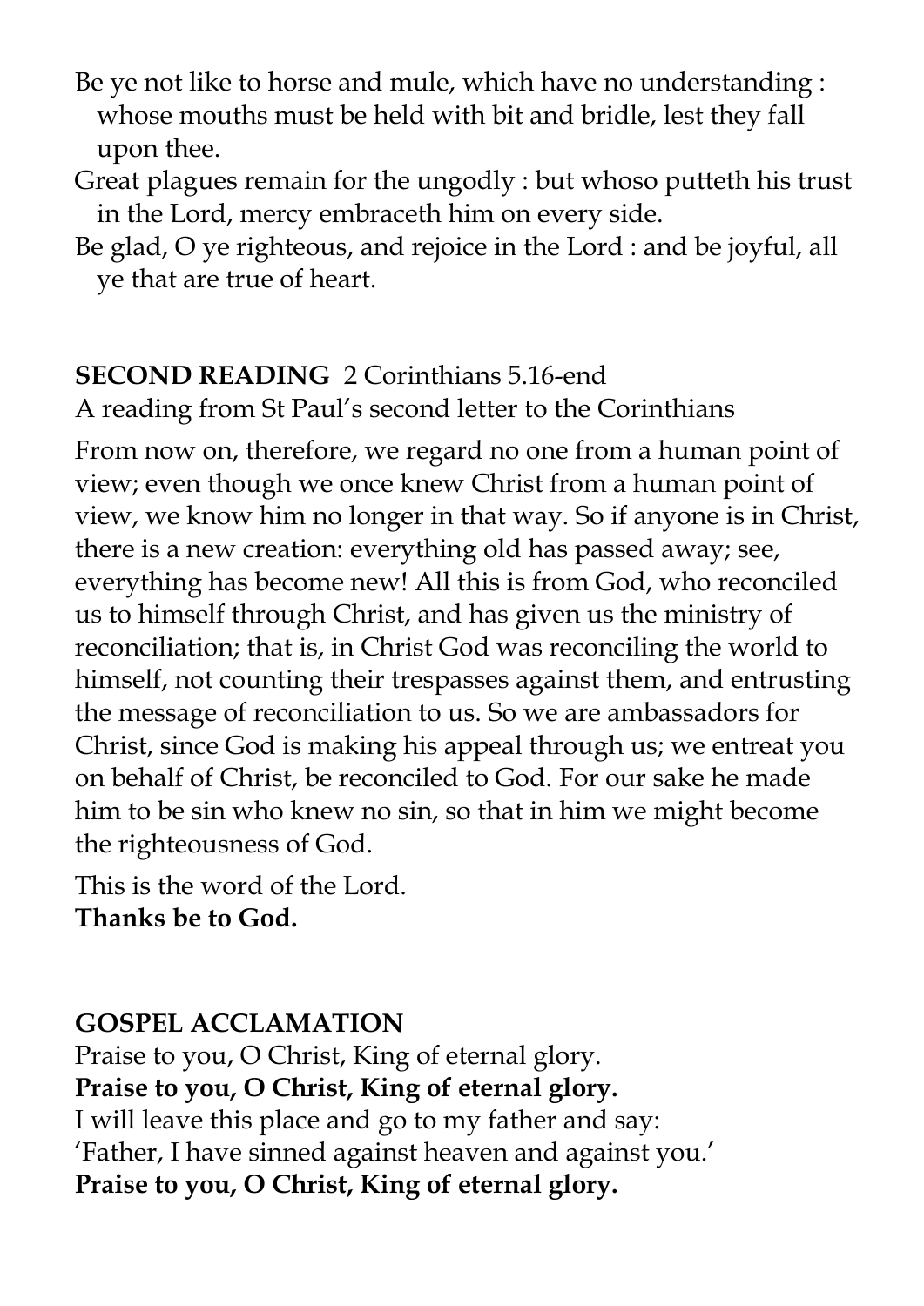Be ye not like to horse and mule, which have no understanding : whose mouths must be held with bit and bridle, lest they fall upon thee.

Great plagues remain for the ungodly : but whoso putteth his trust in the Lord, mercy embraceth him on every side.

Be glad, O ye righteous, and rejoice in the Lord : and be joyful, all ye that are true of heart.

**SECOND READING** 2 Corinthians 5.16-end

A reading from St Paul's second letter to the Corinthians

From now on, therefore, we regard no one from a human point of view; even though we once knew Christ from a human point of view, we know him no longer in that way. So if anyone is in Christ, there is a new creation: everything old has passed away; see, everything has become new! All this is from God, who reconciled us to himself through Christ, and has given us the ministry of reconciliation; that is, in Christ God was reconciling the world to himself, not counting their trespasses against them, and entrusting the message of reconciliation to us. So we are ambassadors for Christ, since God is making his appeal through us; we entreat you on behalf of Christ, be reconciled to God. For our sake he made him to be sin who knew no sin, so that in him we might become the righteousness of God.

This is the word of the Lord.
**Thanks be to God.**

**GOSPEL ACCLAMATION**

Praise to you, O Christ, King of eternal glory.
**Praise to you, O Christ, King of eternal glory.**
I will leave this place and go to my father and say:
'Father, I have sinned against heaven and against you.'
**Praise to you, O Christ, King of eternal glory.**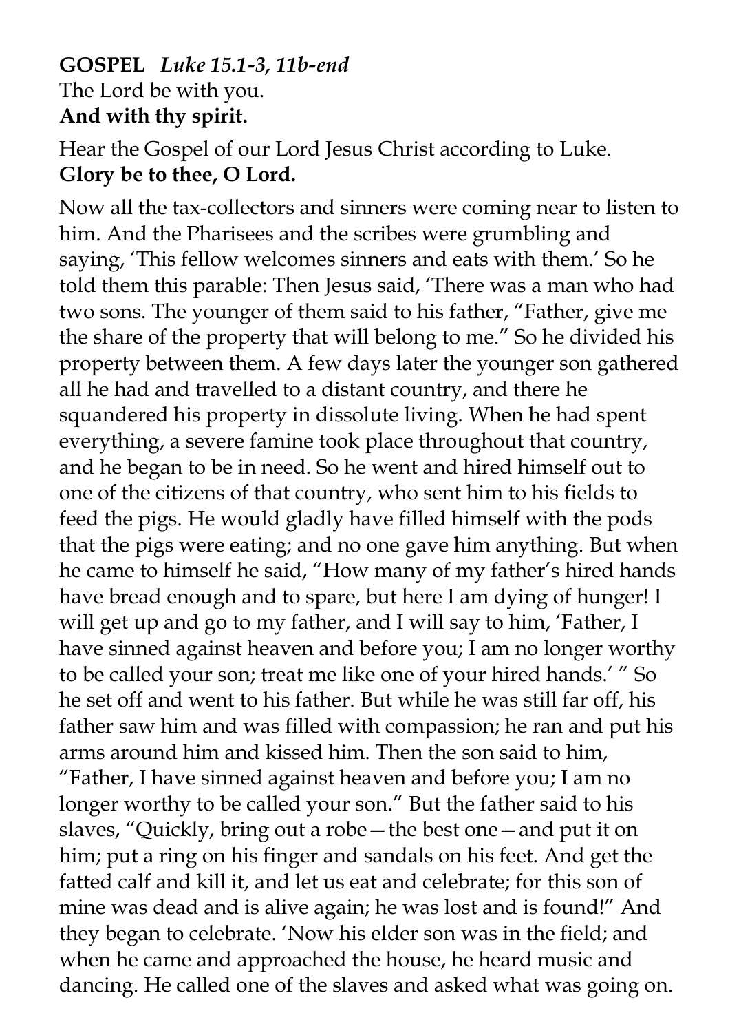**GOSPEL** ***Luke 15.1-3, 11b-end***

The Lord be with you.
**And with thy spirit.**

Hear the Gospel of our Lord Jesus Christ according to Luke.
**Glory be to thee, O Lord.**

Now all the tax-collectors and sinners were coming near to listen to him. And the Pharisees and the scribes were grumbling and saying, 'This fellow welcomes sinners and eats with them.' So he told them this parable: Then Jesus said, 'There was a man who had two sons. The younger of them said to his father, "Father, give me the share of the property that will belong to me." So he divided his property between them. A few days later the younger son gathered all he had and travelled to a distant country, and there he squandered his property in dissolute living. When he had spent everything, a severe famine took place throughout that country, and he began to be in need. So he went and hired himself out to one of the citizens of that country, who sent him to his fields to feed the pigs. He would gladly have filled himself with the pods that the pigs were eating; and no one gave him anything. But when he came to himself he said, "How many of my father's hired hands have bread enough and to spare, but here I am dying of hunger! I will get up and go to my father, and I will say to him, 'Father, I have sinned against heaven and before you; I am no longer worthy to be called your son; treat me like one of your hired hands.' " So he set off and went to his father. But while he was still far off, his father saw him and was filled with compassion; he ran and put his arms around him and kissed him. Then the son said to him, "Father, I have sinned against heaven and before you; I am no longer worthy to be called your son." But the father said to his slaves, "Quickly, bring out a robe—the best one—and put it on him; put a ring on his finger and sandals on his feet. And get the fatted calf and kill it, and let us eat and celebrate; for this son of mine was dead and is alive again; he was lost and is found!" And they began to celebrate. 'Now his elder son was in the field; and when he came and approached the house, he heard music and dancing. He called one of the slaves and asked what was going on.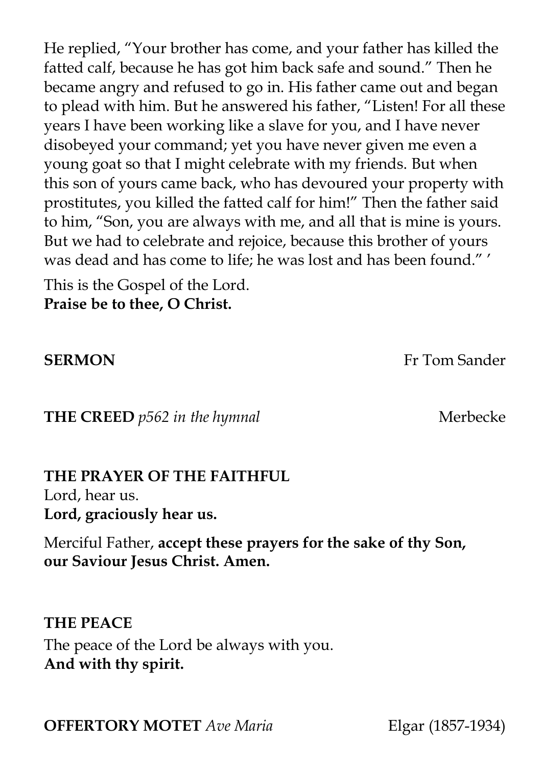He replied, "Your brother has come, and your father has killed the fatted calf, because he has got him back safe and sound." Then he became angry and refused to go in. His father came out and began to plead with him. But he answered his father, "Listen! For all these years I have been working like a slave for you, and I have never disobeyed your command; yet you have never given me even a young goat so that I might celebrate with my friends. But when this son of yours came back, who has devoured your property with prostitutes, you killed the fatted calf for him!" Then the father said to him, "Son, you are always with me, and all that is mine is yours. But we had to celebrate and rejoice, because this brother of yours was dead and has come to life; he was lost and has been found." '

This is the Gospel of the Lord.
**Praise be to thee, O Christ.**

**SERMON** Fr Tom Sander

**THE CREED** *p562 in the hymnal* Merbecke

**THE PRAYER OF THE FAITHFUL**
Lord, hear us.
**Lord, graciously hear us.**

Merciful Father, **accept these prayers for the sake of thy Son, our Saviour Jesus Christ. Amen.**

**THE PEACE**
The peace of the Lord be always with you.
**And with thy spirit.**

**OFFERTORY MOTET** *Ave Maria* Elgar (1857-1934)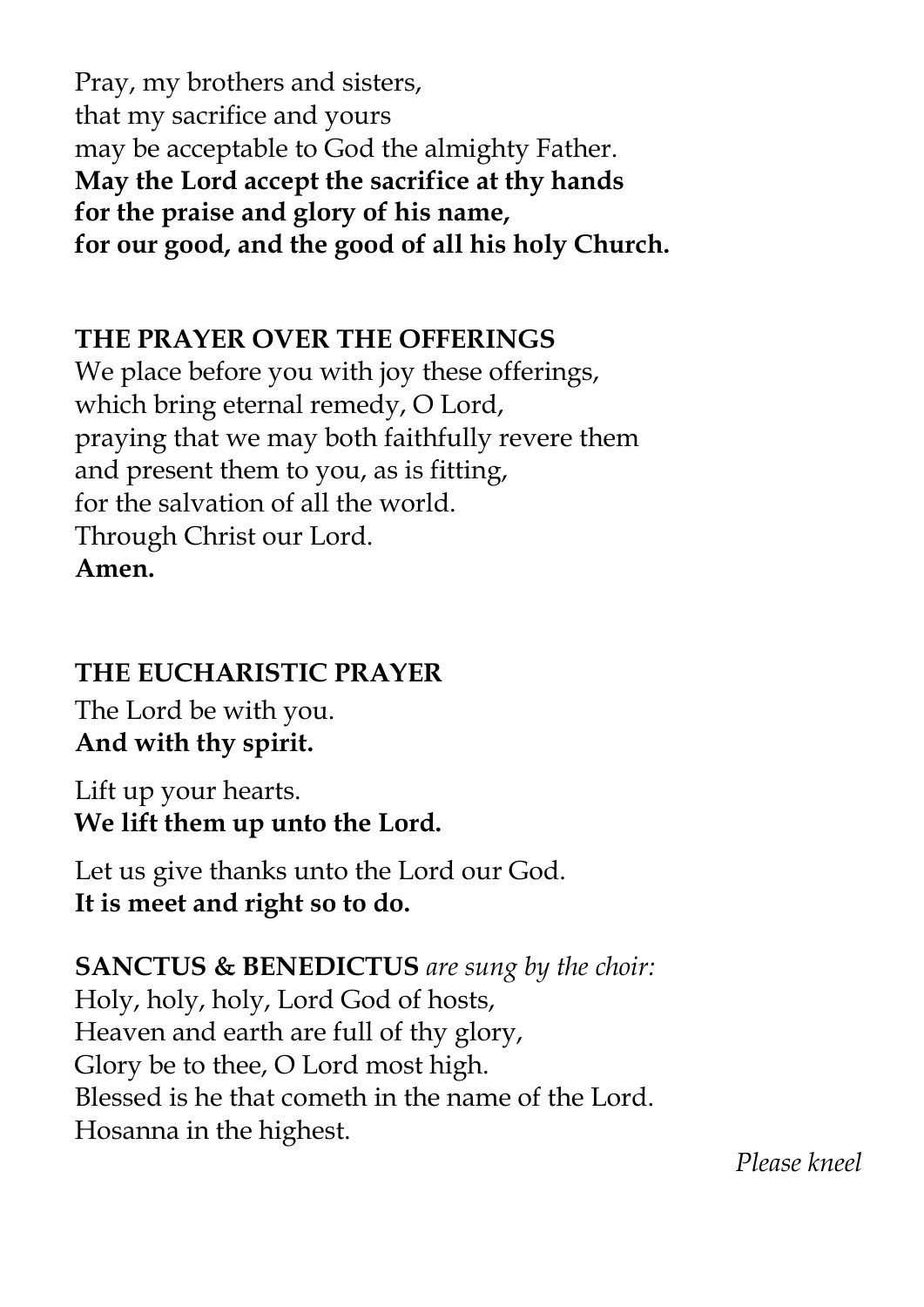Pray, my brothers and sisters,
that my sacrifice and yours
may be acceptable to God the almighty Father.
**May the Lord accept the sacrifice at thy hands**
**for the praise and glory of his name,**
**for our good, and the good of all his holy Church.**

**THE PRAYER OVER THE OFFERINGS**

We place before you with joy these offerings,
which bring eternal remedy, O Lord,
praying that we may both faithfully revere them
and present them to you, as is fitting,
for the salvation of all the world.
Through Christ our Lord.
**Amen.**

**THE EUCHARISTIC PRAYER**

The Lord be with you.
**And with thy spirit.**

Lift up your hearts.
**We lift them up unto the Lord.**

Let us give thanks unto the Lord our God.
**It is meet and right so to do.**

**SANCTUS & BENEDICTUS** *are sung by the choir:*
Holy, holy, holy, Lord God of hosts,
Heaven and earth are full of thy glory,
Glory be to thee, O Lord most high.
Blessed is he that cometh in the name of the Lord.
Hosanna in the highest.

*Please kneel*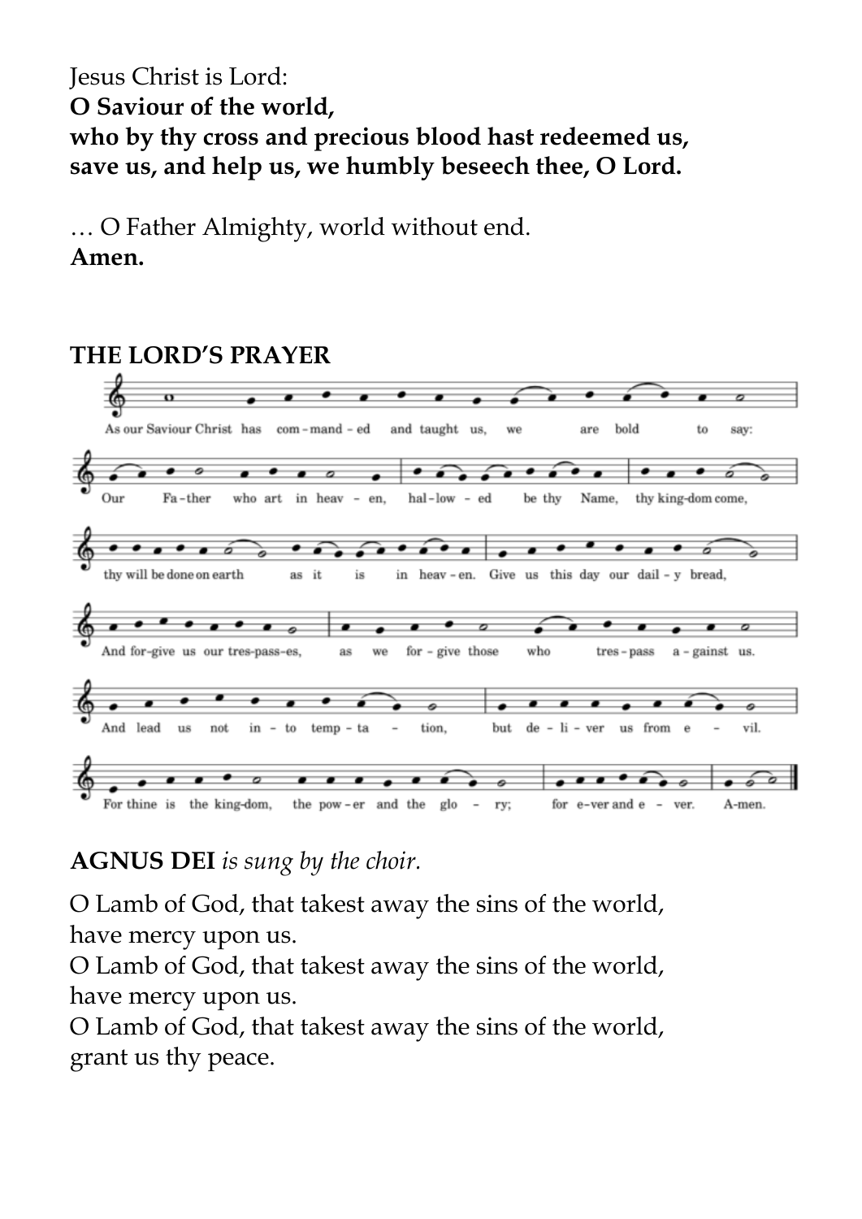Jesus Christ is Lord:
**O Saviour of the world,**
**who by thy cross and precious blood hast redeemed us,**
**save us, and help us, we humbly beseech thee, O Lord.**

… O Father Almighty, world without end.
**Amen.**

**THE LORD'S PRAYER**

As our Saviour Christ has com-mand-ed and taught us, we are bold to say:

Our Fa-ther who art in heav-en, hal-low-ed be thy Name, thy king-dom come,
thy will be done on earth as it is in heav-en. Give us this day our dail-y bread,
And for-give us our tres-pass-es, as we for-give those who tres-pass a-gainst us.
And lead us not in-to temp-ta-tion, but de-li-ver us from e-vil.
For thine is the king-dom, the pow-er and the glo-ry; for e-ver and e-ver. A-men.

**AGNUS DEI** *is sung by the choir.*

O Lamb of God, that takest away the sins of the world,
have mercy upon us.
O Lamb of God, that takest away the sins of the world,
have mercy upon us.
O Lamb of God, that takest away the sins of the world,
grant us thy peace.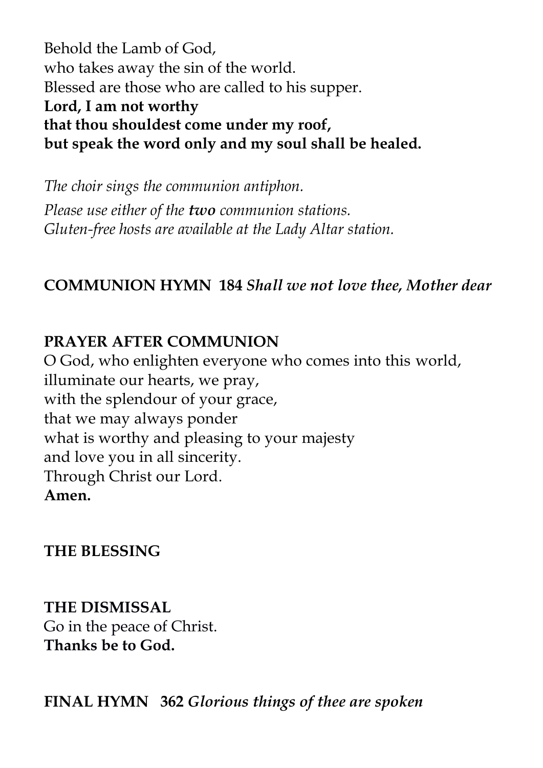Behold the Lamb of God,
who takes away the sin of the world.
Blessed are those who are called to his supper.
**Lord, I am not worthy**
**that thou shouldest come under my roof,**
**but speak the word only and my soul shall be healed.**

*The choir sings the communion antiphon.*

*Please use either of the* ***two*** *communion stations.*
*Gluten-free hosts are available at the Lady Altar station.*

**COMMUNION HYMN 184** ***Shall we not love thee, Mother dear***

**PRAYER AFTER COMMUNION**

O God, who enlighten everyone who comes into this world,
illuminate our hearts, we pray,
with the splendour of your grace,
that we may always ponder
what is worthy and pleasing to your majesty
and love you in all sincerity.
Through Christ our Lord.
**Amen.**

**THE BLESSING**

**THE DISMISSAL**

Go in the peace of Christ.
**Thanks be to God.**

**FINAL HYMN 362** ***Glorious things of thee are spoken***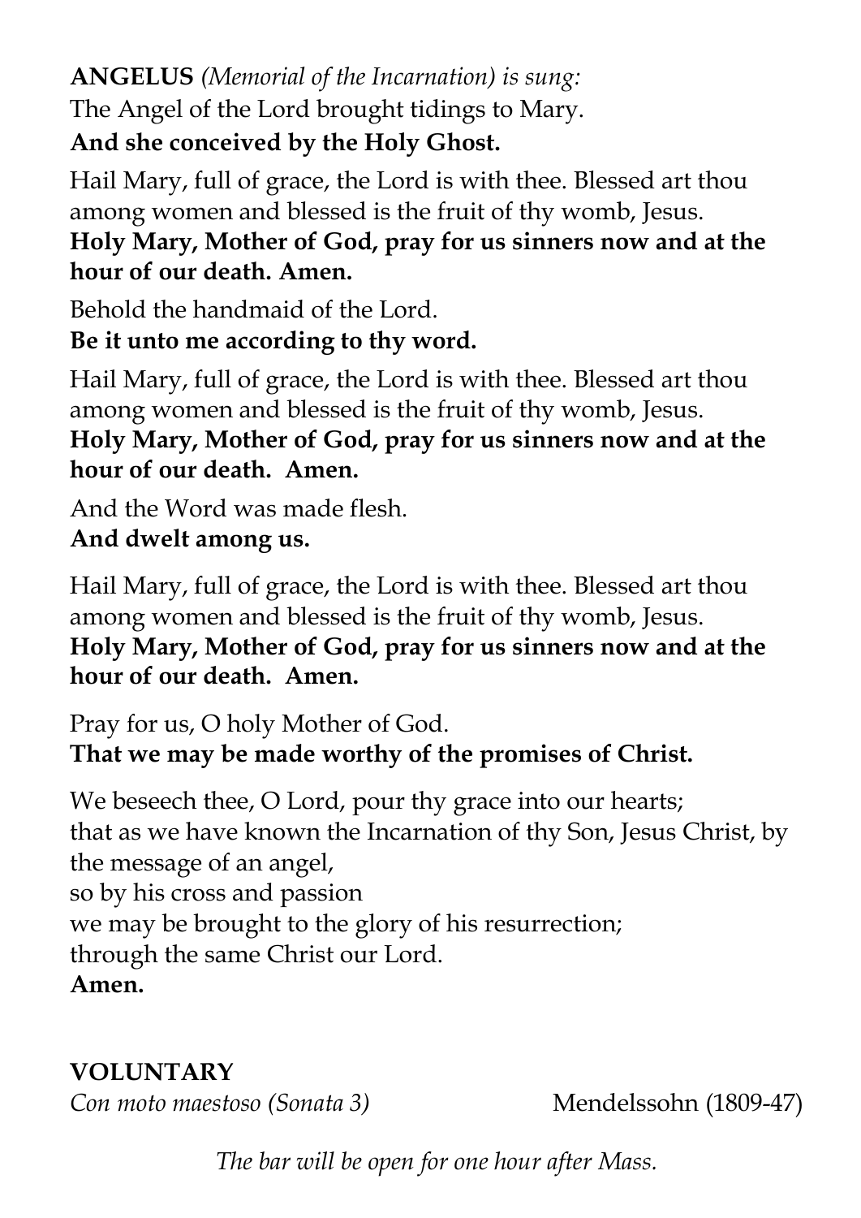**ANGELUS** *(Memorial of the Incarnation) is sung:*
The Angel of the Lord brought tidings to Mary.
**And she conceived by the Holy Ghost.**

Hail Mary, full of grace, the Lord is with thee. Blessed art thou among women and blessed is the fruit of thy womb, Jesus.
**Holy Mary, Mother of God, pray for us sinners now and at the hour of our death. Amen.**

Behold the handmaid of the Lord.
**Be it unto me according to thy word.**

Hail Mary, full of grace, the Lord is with thee. Blessed art thou among women and blessed is the fruit of thy womb, Jesus.
**Holy Mary, Mother of God, pray for us sinners now and at the hour of our death. Amen.**

And the Word was made flesh.
**And dwelt among us.**

Hail Mary, full of grace, the Lord is with thee. Blessed art thou among women and blessed is the fruit of thy womb, Jesus.
**Holy Mary, Mother of God, pray for us sinners now and at the hour of our death. Amen.**

Pray for us, O holy Mother of God.
**That we may be made worthy of the promises of Christ.**

We beseech thee, O Lord, pour thy grace into our hearts;
that as we have known the Incarnation of thy Son, Jesus Christ, by the message of an angel,
so by his cross and passion
we may be brought to the glory of his resurrection;
through the same Christ our Lord.
**Amen.**

**VOLUNTARY**
*Con moto maestoso (Sonata 3)* Mendelssohn (1809-47)

*The bar will be open for one hour after Mass.*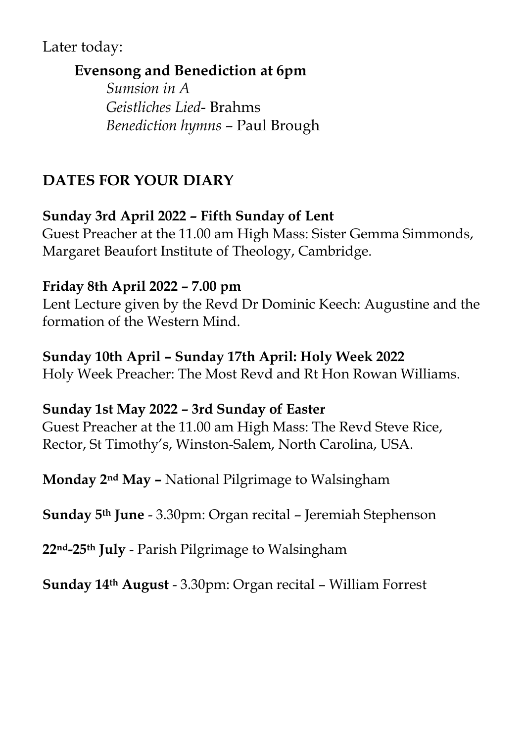Later today:

**Evensong and Benediction at 6pm**

*Sumsion in A*
*Geistliches Lied*- Brahms
*Benediction hymns* – Paul Brough

## DATES FOR YOUR DIARY

**Sunday 3rd April 2022 – Fifth Sunday of Lent**
Guest Preacher at the 11.00 am High Mass: Sister Gemma Simmonds, Margaret Beaufort Institute of Theology, Cambridge.

**Friday 8th April 2022 – 7.00 pm**
Lent Lecture given by the Revd Dr Dominic Keech: Augustine and the formation of the Western Mind.

**Sunday 10th April – Sunday 17th April: Holy Week 2022**
Holy Week Preacher: The Most Revd and Rt Hon Rowan Williams.

**Sunday 1st May 2022 – 3rd Sunday of Easter**
Guest Preacher at the 11.00 am High Mass: The Revd Steve Rice, Rector, St Timothy's, Winston-Salem, North Carolina, USA.

**Monday 2nd May –** National Pilgrimage to Walsingham

**Sunday 5th June** - 3.30pm: Organ recital – Jeremiah Stephenson

**22nd-25th July** - Parish Pilgrimage to Walsingham

**Sunday 14th August** - 3.30pm: Organ recital – William Forrest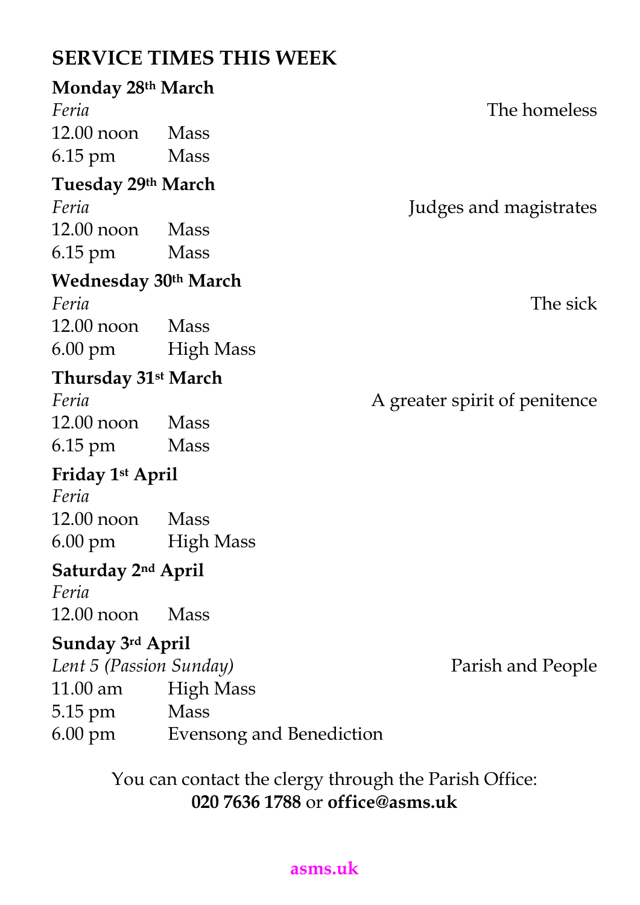## SERVICE TIMES THIS WEEK

**Monday 28th March**

*Feria* — The homeless

12.00 noon Mass
6.15 pm Mass

**Tuesday 29th March**

*Feria* — Judges and magistrates

12.00 noon Mass
6.15 pm Mass

**Wednesday 30th March**

*Feria* — The sick

12.00 noon Mass
6.00 pm High Mass

**Thursday 31st March**

*Feria* — A greater spirit of penitence

12.00 noon Mass
6.15 pm Mass

**Friday 1st April**

*Feria*

12.00 noon Mass
6.00 pm High Mass

**Saturday 2nd April**

*Feria*

12.00 noon Mass

**Sunday 3rd April**

*Lent 5 (Passion Sunday)* — Parish and People

11.00 am High Mass
5.15 pm Mass
6.00 pm Evensong and Benediction

You can contact the clergy through the Parish Office:
**020 7636 1788** or **office@asms.uk**

**asms.uk**